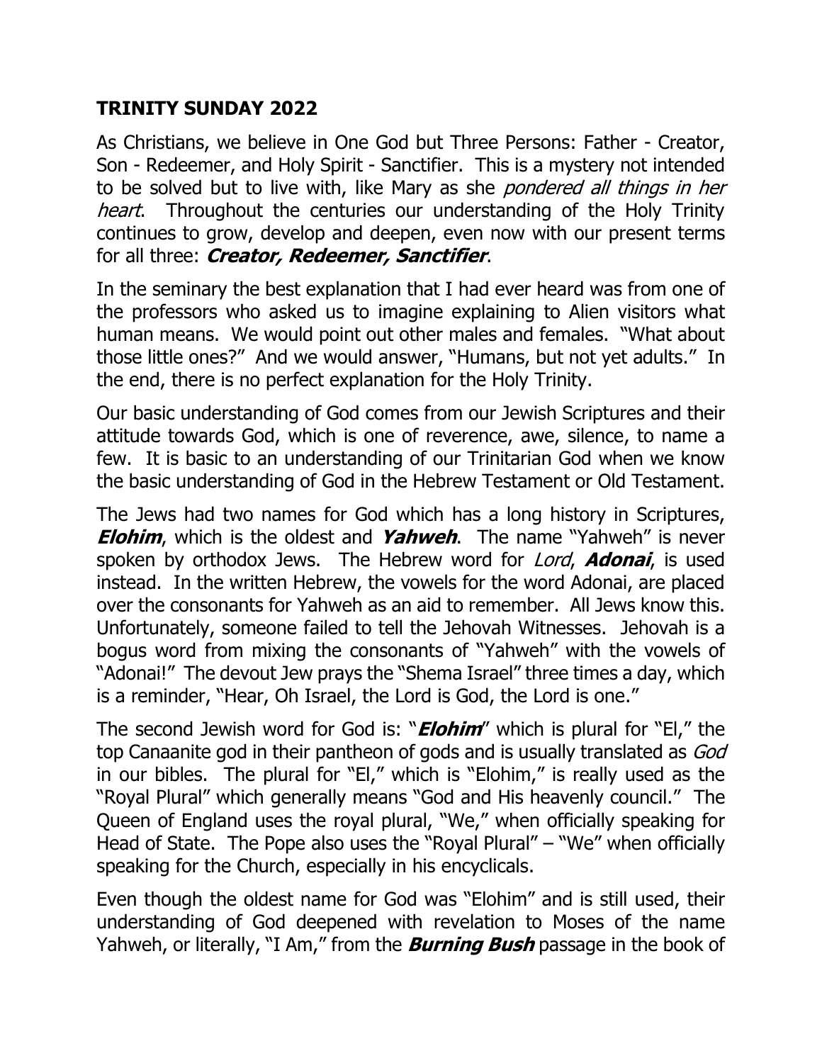**TRINITY SUNDAY 2022**

As Christians, we believe in One God but Three Persons: Father - Creator, Son - Redeemer, and Holy Spirit - Sanctifier. This is a mystery not intended to be solved but to live with, like Mary as she *pondered all things in her heart*. Throughout the centuries our understanding of the Holy Trinity continues to grow, develop and deepen, even now with our present terms for all three: ***Creator, Redeemer, Sanctifier***.

In the seminary the best explanation that I had ever heard was from one of the professors who asked us to imagine explaining to Alien visitors what human means. We would point out other males and females. "What about those little ones?" And we would answer, "Humans, but not yet adults." In the end, there is no perfect explanation for the Holy Trinity.

Our basic understanding of God comes from our Jewish Scriptures and their attitude towards God, which is one of reverence, awe, silence, to name a few. It is basic to an understanding of our Trinitarian God when we know the basic understanding of God in the Hebrew Testament or Old Testament.

The Jews had two names for God which has a long history in Scriptures, ***Elohim***, which is the oldest and ***Yahweh***. The name "Yahweh" is never spoken by orthodox Jews. The Hebrew word for *Lord*, ***Adonai***, is used instead. In the written Hebrew, the vowels for the word Adonai, are placed over the consonants for Yahweh as an aid to remember. All Jews know this. Unfortunately, someone failed to tell the Jehovah Witnesses. Jehovah is a bogus word from mixing the consonants of "Yahweh" with the vowels of "Adonai!" The devout Jew prays the "Shema Israel" three times a day, which is a reminder, "Hear, Oh Israel, the Lord is God, the Lord is one."

The second Jewish word for God is: "***Elohim***" which is plural for "El," the top Canaanite god in their pantheon of gods and is usually translated as *God* in our bibles. The plural for "El," which is "Elohim," is really used as the "Royal Plural" which generally means "God and His heavenly council." The Queen of England uses the royal plural, "We," when officially speaking for Head of State. The Pope also uses the "Royal Plural" – "We" when officially speaking for the Church, especially in his encyclicals.

Even though the oldest name for God was "Elohim" and is still used, their understanding of God deepened with revelation to Moses of the name Yahweh, or literally, "I Am," from the ***Burning Bush*** passage in the book of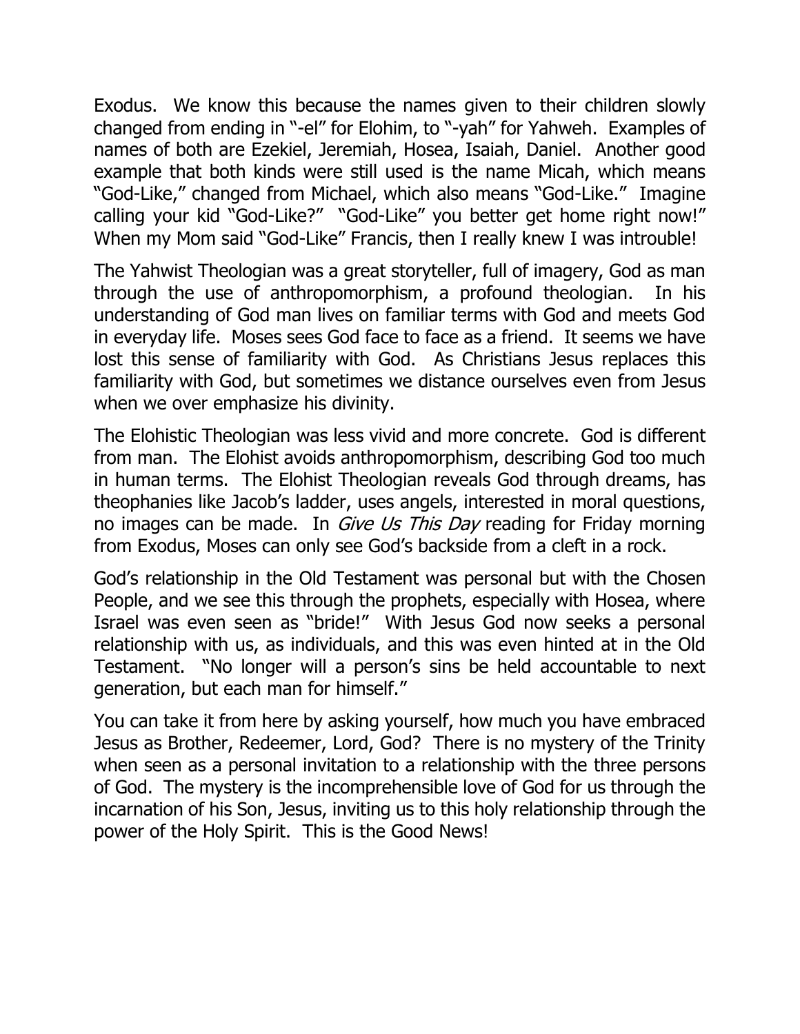Exodus. We know this because the names given to their children slowly changed from ending in "-el" for Elohim, to "-yah" for Yahweh. Examples of names of both are Ezekiel, Jeremiah, Hosea, Isaiah, Daniel. Another good example that both kinds were still used is the name Micah, which means "God-Like," changed from Michael, which also means "God-Like." Imagine calling your kid "God-Like?" "God-Like" you better get home right now!" When my Mom said "God-Like" Francis, then I really knew I was introuble!

The Yahwist Theologian was a great storyteller, full of imagery, God as man through the use of anthropomorphism, a profound theologian. In his understanding of God man lives on familiar terms with God and meets God in everyday life. Moses sees God face to face as a friend. It seems we have lost this sense of familiarity with God. As Christians Jesus replaces this familiarity with God, but sometimes we distance ourselves even from Jesus when we over emphasize his divinity.

The Elohistic Theologian was less vivid and more concrete. God is different from man. The Elohist avoids anthropomorphism, describing God too much in human terms. The Elohist Theologian reveals God through dreams, has theophanies like Jacob's ladder, uses angels, interested in moral questions, no images can be made. In *Give Us This Day* reading for Friday morning from Exodus, Moses can only see God's backside from a cleft in a rock.

God's relationship in the Old Testament was personal but with the Chosen People, and we see this through the prophets, especially with Hosea, where Israel was even seen as "bride!" With Jesus God now seeks a personal relationship with us, as individuals, and this was even hinted at in the Old Testament. "No longer will a person's sins be held accountable to next generation, but each man for himself."

You can take it from here by asking yourself, how much you have embraced Jesus as Brother, Redeemer, Lord, God? There is no mystery of the Trinity when seen as a personal invitation to a relationship with the three persons of God. The mystery is the incomprehensible love of God for us through the incarnation of his Son, Jesus, inviting us to this holy relationship through the power of the Holy Spirit. This is the Good News!